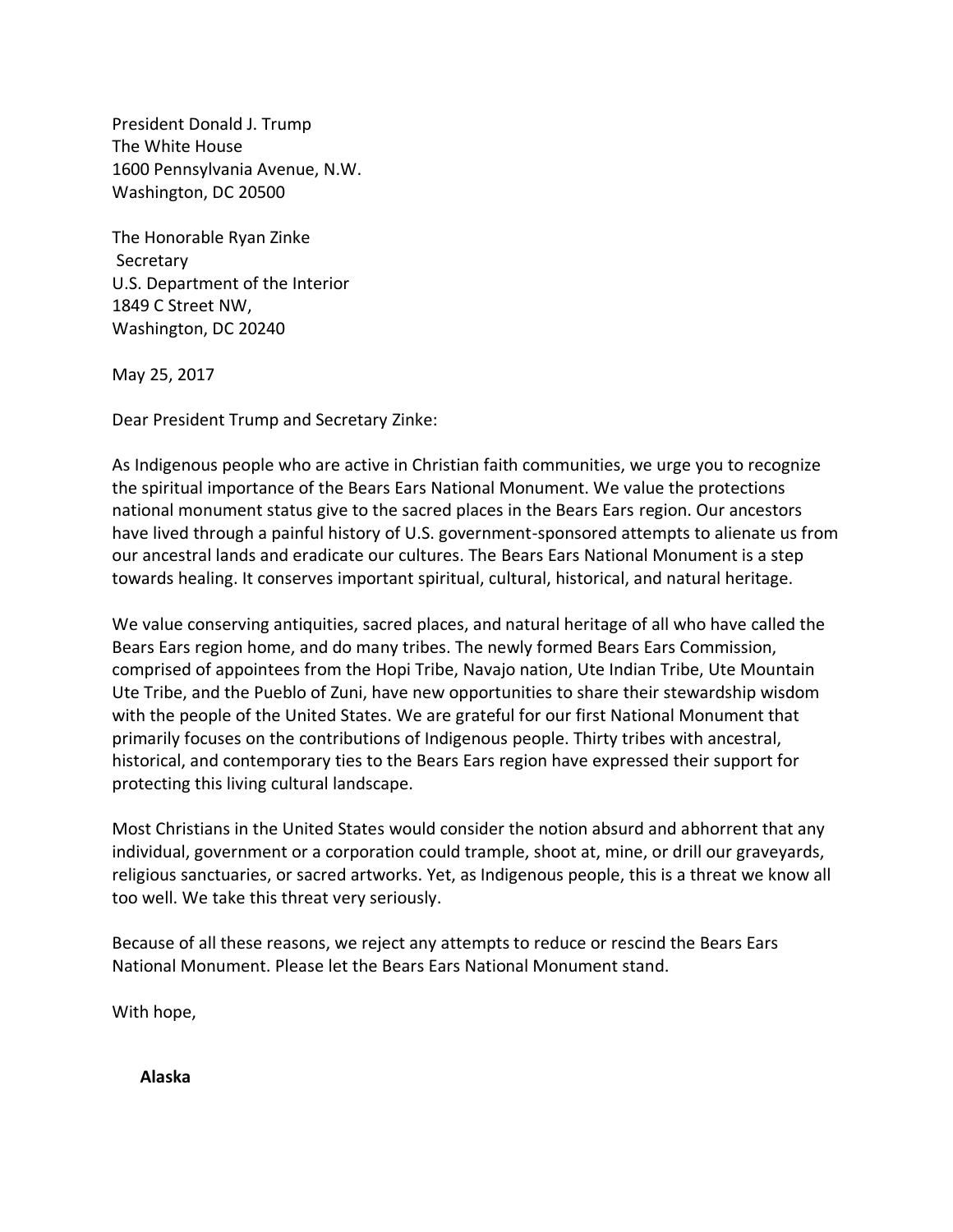President Donald J. Trump
The White House
1600 Pennsylvania Avenue, N.W.
Washington, DC 20500

The Honorable Ryan Zinke
Secretary
U.S. Department of the Interior
1849 C Street NW,
Washington, DC 20240

May 25, 2017

Dear President Trump and Secretary Zinke:

As Indigenous people who are active in Christian faith communities, we urge you to recognize the spiritual importance of the Bears Ears National Monument. We value the protections national monument status give to the sacred places in the Bears Ears region. Our ancestors have lived through a painful history of U.S. government-sponsored attempts to alienate us from our ancestral lands and eradicate our cultures. The Bears Ears National Monument is a step towards healing. It conserves important spiritual, cultural, historical, and natural heritage.

We value conserving antiquities, sacred places, and natural heritage of all who have called the Bears Ears region home, and do many tribes. The newly formed Bears Ears Commission, comprised of appointees from the Hopi Tribe, Navajo nation, Ute Indian Tribe, Ute Mountain Ute Tribe, and the Pueblo of Zuni, have new opportunities to share their stewardship wisdom with the people of the United States. We are grateful for our first National Monument that primarily focuses on the contributions of Indigenous people. Thirty tribes with ancestral, historical, and contemporary ties to the Bears Ears region have expressed their support for protecting this living cultural landscape.

Most Christians in the United States would consider the notion absurd and abhorrent that any individual, government or a corporation could trample, shoot at, mine, or drill our graveyards, religious sanctuaries, or sacred artworks. Yet, as Indigenous people, this is a threat we know all too well. We take this threat very seriously.

Because of all these reasons, we reject any attempts to reduce or rescind the Bears Ears National Monument. Please let the Bears Ears National Monument stand.

With hope,

**Alaska**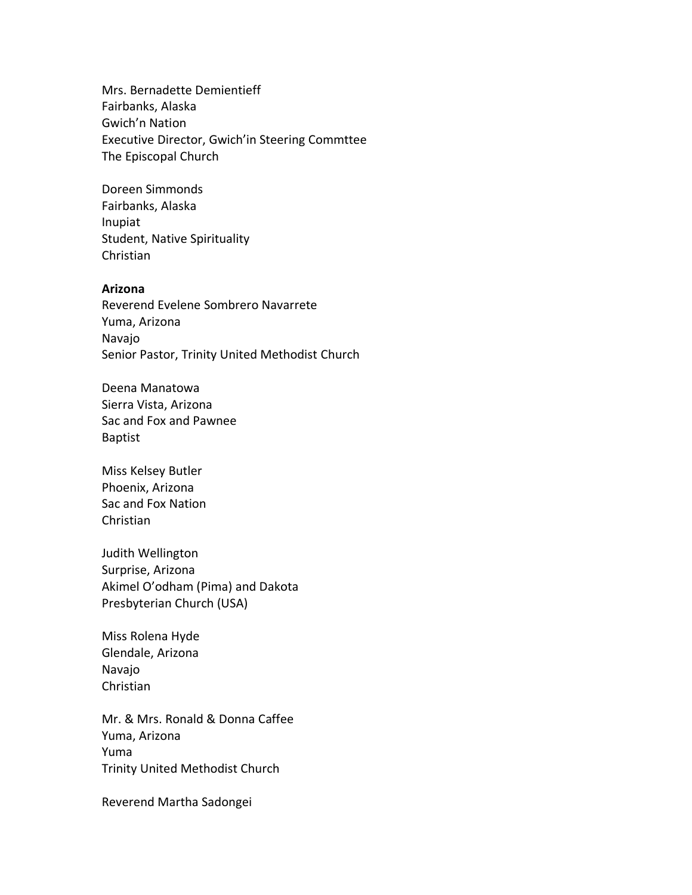Mrs. Bernadette Demientieff
Fairbanks, Alaska
Gwich'n Nation
Executive Director, Gwich'in Steering Commttee
The Episcopal Church

Doreen Simmonds
Fairbanks, Alaska
Inupiat
Student, Native Spirituality
Christian

**Arizona**
Reverend Evelene Sombrero Navarrete
Yuma, Arizona
Navajo
Senior Pastor, Trinity United Methodist Church

Deena Manatowa
Sierra Vista, Arizona
Sac and Fox and Pawnee
Baptist

Miss Kelsey Butler
Phoenix, Arizona
Sac and Fox Nation
Christian

Judith Wellington
Surprise, Arizona
Akimel O'odham (Pima) and Dakota
Presbyterian Church (USA)

Miss Rolena Hyde
Glendale, Arizona
Navajo
Christian

Mr. & Mrs. Ronald & Donna Caffee
Yuma, Arizona
Yuma
Trinity United Methodist Church

Reverend Martha Sadongei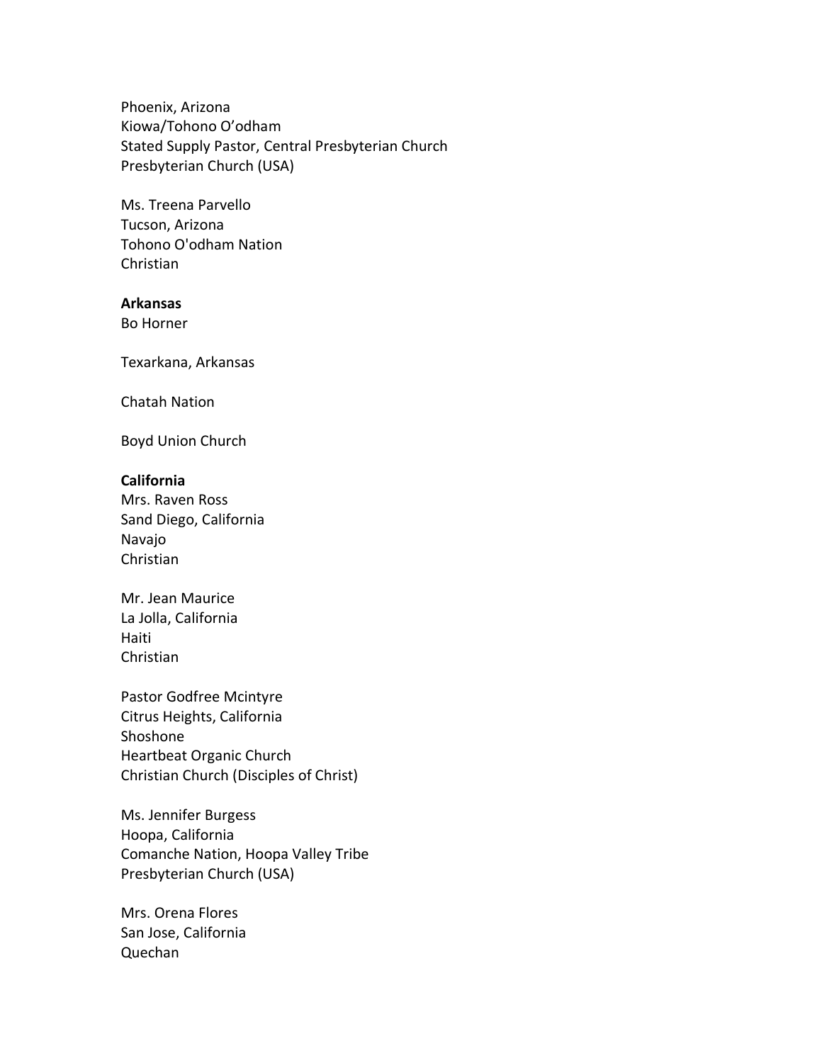Phoenix, Arizona
Kiowa/Tohono O'odham
Stated Supply Pastor, Central Presbyterian Church
Presbyterian Church (USA)

Ms. Treena Parvello
Tucson, Arizona
Tohono O'odham Nation
Christian

**Arkansas**
Bo Horner

Texarkana, Arkansas

Chatah Nation

Boyd Union Church

**California**
Mrs. Raven Ross
Sand Diego, California
Navajo
Christian

Mr. Jean Maurice
La Jolla, California
Haiti
Christian

Pastor Godfree Mcintyre
Citrus Heights, California
Shoshone
Heartbeat Organic Church
Christian Church (Disciples of Christ)

Ms. Jennifer Burgess
Hoopa, California
Comanche Nation, Hoopa Valley Tribe
Presbyterian Church (USA)

Mrs. Orena Flores
San Jose, California
Quechan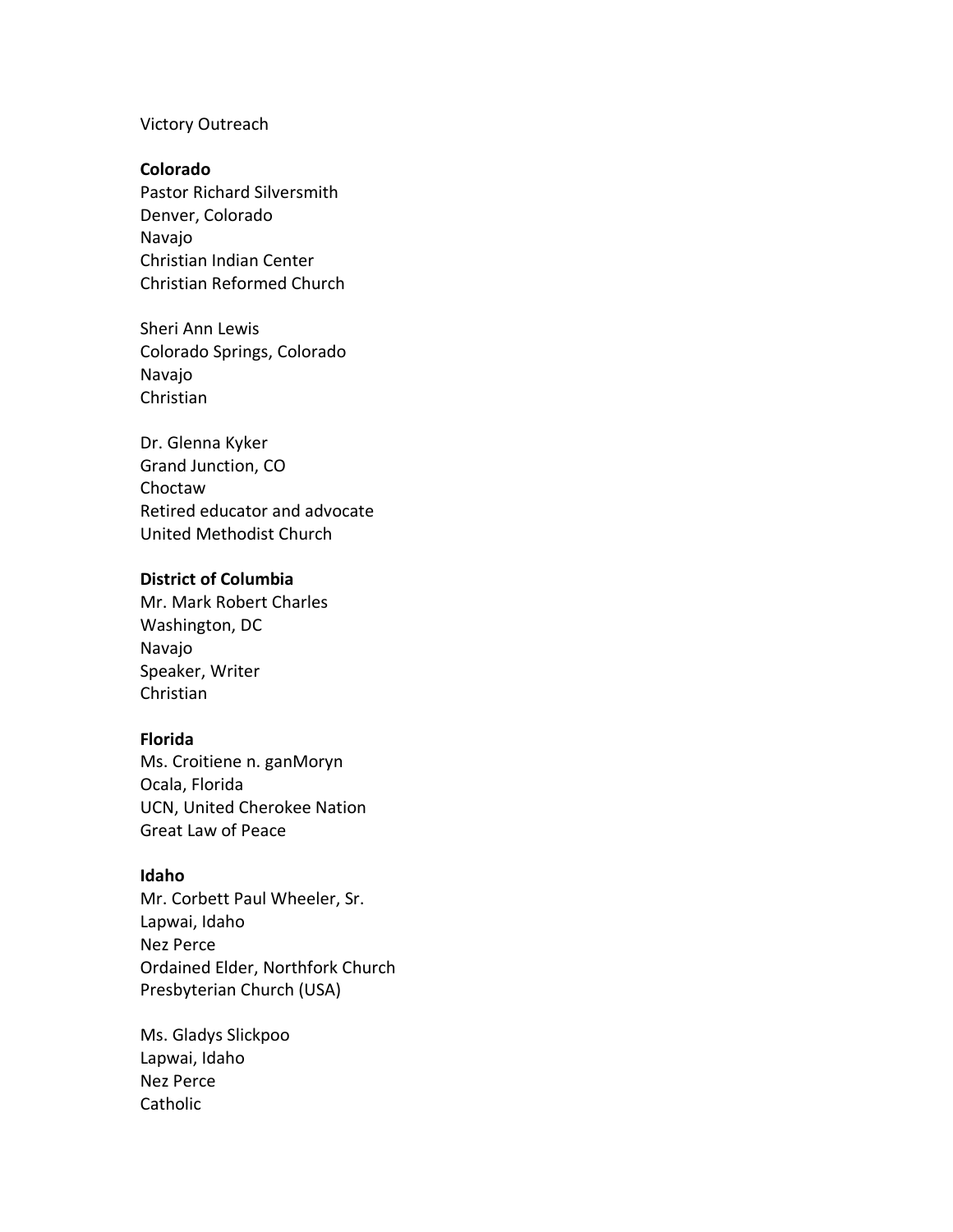Victory Outreach

**Colorado**
Pastor Richard Silversmith
Denver, Colorado
Navajo
Christian Indian Center
Christian Reformed Church

Sheri Ann Lewis
Colorado Springs, Colorado
Navajo
Christian

Dr. Glenna Kyker
Grand Junction, CO
Choctaw
Retired educator and advocate
United Methodist Church

**District of Columbia**
Mr. Mark Robert Charles
Washington, DC
Navajo
Speaker, Writer
Christian

**Florida**
Ms. Croitiene n. ganMoryn
Ocala, Florida
UCN, United Cherokee Nation
Great Law of Peace

**Idaho**
Mr. Corbett Paul Wheeler, Sr.
Lapwai, Idaho
Nez Perce
Ordained Elder, Northfork Church
Presbyterian Church (USA)

Ms. Gladys Slickpoo
Lapwai, Idaho
Nez Perce
Catholic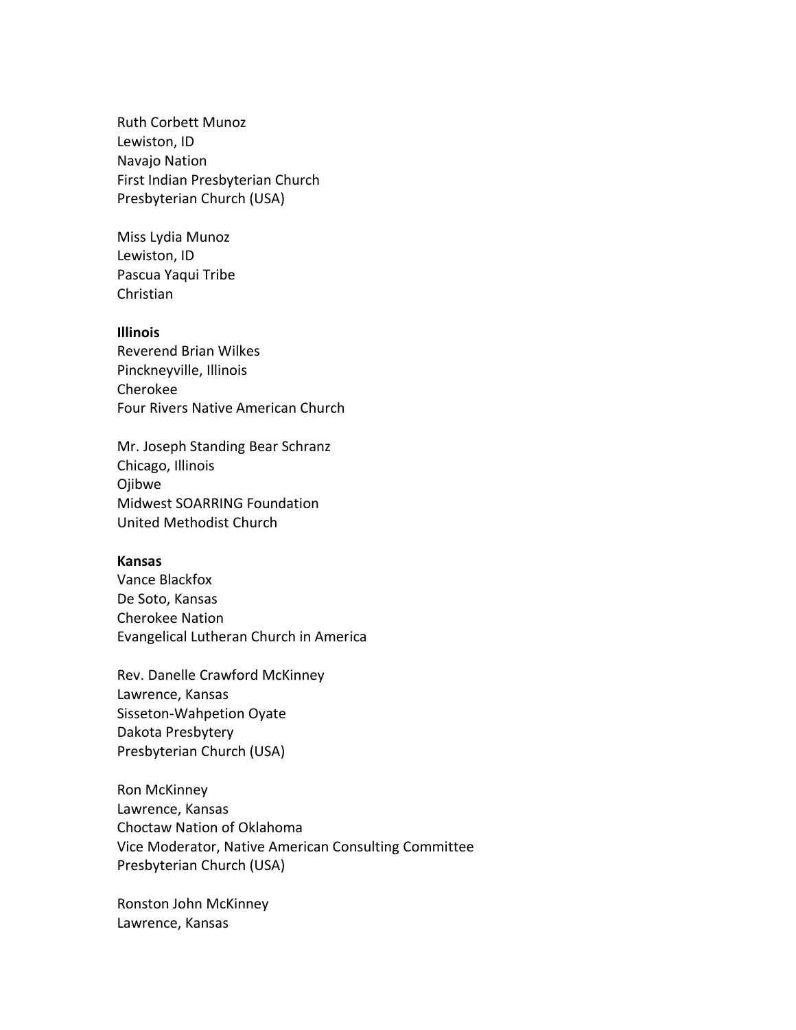Ruth Corbett Munoz
Lewiston, ID
Navajo Nation
First Indian Presbyterian Church
Presbyterian Church (USA)

Miss Lydia Munoz
Lewiston, ID
Pascua Yaqui Tribe
Christian

**Illinois**
Reverend Brian Wilkes
Pinckneyville, Illinois
Cherokee
Four Rivers Native American Church

Mr. Joseph Standing Bear Schranz
Chicago, Illinois
Ojibwe
Midwest SOARRING Foundation
United Methodist Church

**Kansas**
Vance Blackfox
De Soto, Kansas
Cherokee Nation
Evangelical Lutheran Church in America

Rev. Danelle Crawford McKinney
Lawrence, Kansas
Sisseton-Wahpetion Oyate
Dakota Presbytery
Presbyterian Church (USA)

Ron McKinney
Lawrence, Kansas
Choctaw Nation of Oklahoma
Vice Moderator, Native American Consulting Committee
Presbyterian Church (USA)

Ronston John McKinney
Lawrence, Kansas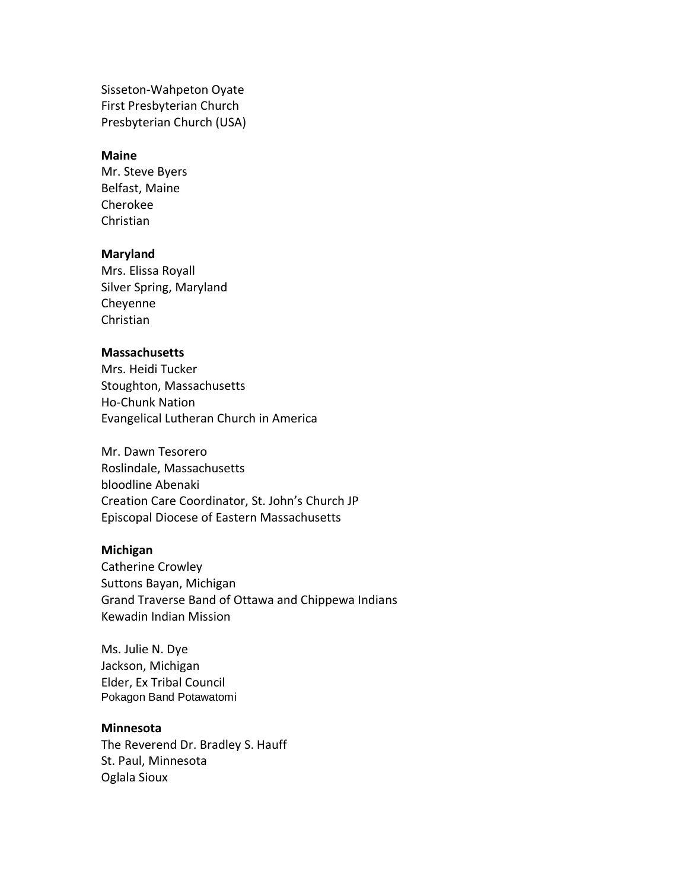Sisseton-Wahpeton Oyate
First Presbyterian Church
Presbyterian Church (USA)

**Maine**
Mr. Steve Byers
Belfast, Maine
Cherokee
Christian

**Maryland**
Mrs. Elissa Royall
Silver Spring, Maryland
Cheyenne
Christian

**Massachusetts**
Mrs. Heidi Tucker
Stoughton, Massachusetts
Ho-Chunk Nation
Evangelical Lutheran Church in America

Mr. Dawn Tesorero
Roslindale, Massachusetts
bloodline Abenaki
Creation Care Coordinator, St. John's Church JP
Episcopal Diocese of Eastern Massachusetts

**Michigan**
Catherine Crowley
Suttons Bayan, Michigan
Grand Traverse Band of Ottawa and Chippewa Indians
Kewadin Indian Mission

Ms. Julie N. Dye
Jackson, Michigan
Elder, Ex Tribal Council
Pokagon Band Potawatomi

**Minnesota**
The Reverend Dr. Bradley S. Hauff
St. Paul, Minnesota
Oglala Sioux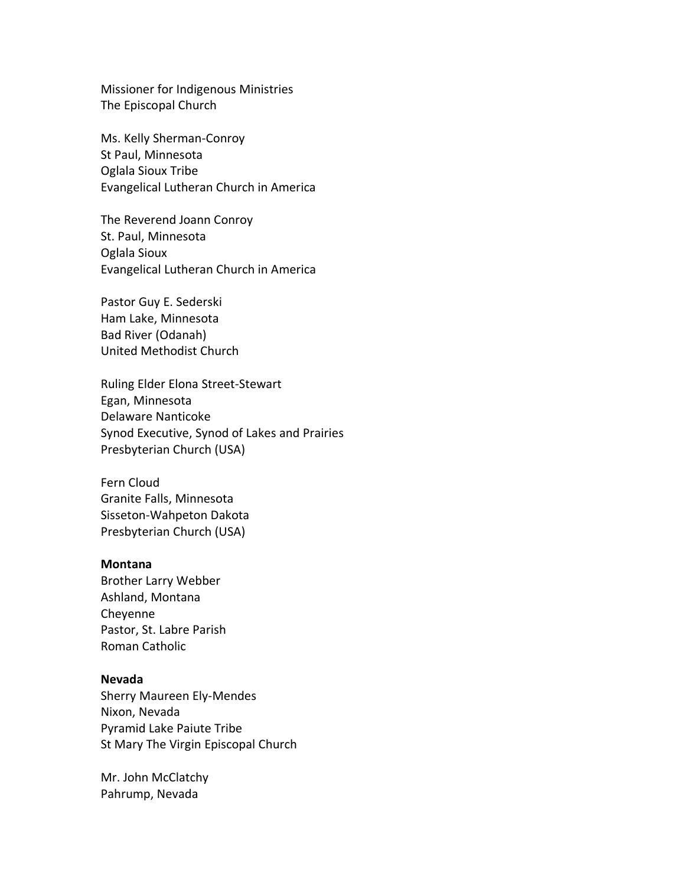Missioner for Indigenous Ministries
The Episcopal Church

Ms. Kelly Sherman-Conroy
St Paul, Minnesota
Oglala Sioux Tribe
Evangelical Lutheran Church in America

The Reverend Joann Conroy
St. Paul, Minnesota
Oglala Sioux
Evangelical Lutheran Church in America

Pastor Guy E. Sederski
Ham Lake, Minnesota
Bad River (Odanah)
United Methodist Church

Ruling Elder Elona Street-Stewart
Egan, Minnesota
Delaware Nanticoke
Synod Executive, Synod of Lakes and Prairies
Presbyterian Church (USA)

Fern Cloud
Granite Falls, Minnesota
Sisseton-Wahpeton Dakota
Presbyterian Church (USA)

**Montana**
Brother Larry Webber
Ashland, Montana
Cheyenne
Pastor, St. Labre Parish
Roman Catholic

**Nevada**
Sherry Maureen Ely-Mendes
Nixon, Nevada
Pyramid Lake Paiute Tribe
St Mary The Virgin Episcopal Church

Mr. John McClatchy
Pahrump, Nevada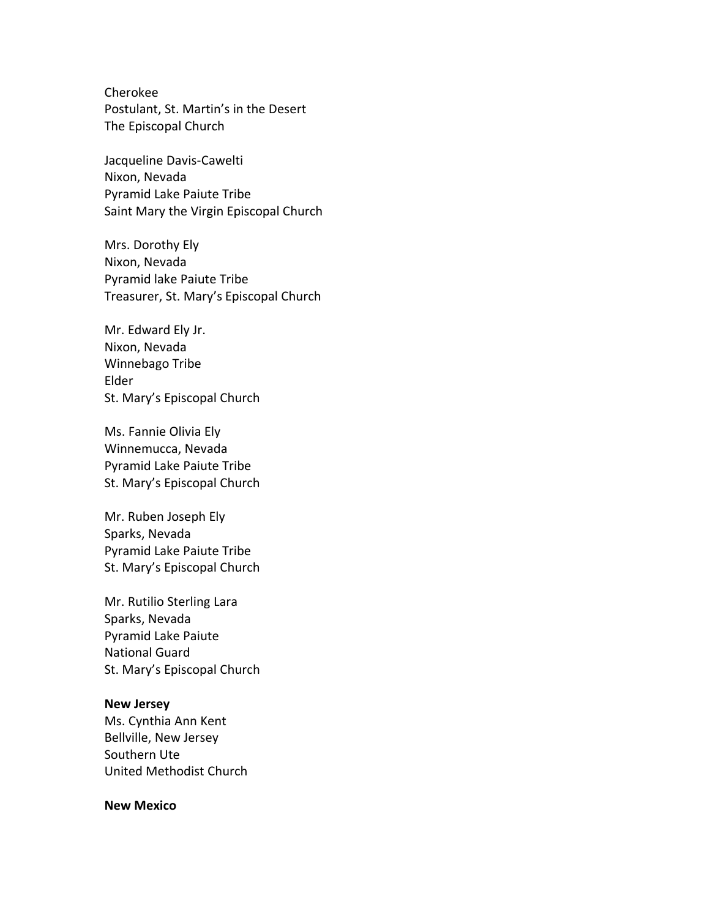Cherokee
Postulant, St. Martin's in the Desert
The Episcopal Church

Jacqueline Davis-Cawelti
Nixon, Nevada
Pyramid Lake Paiute Tribe
Saint Mary the Virgin Episcopal Church

Mrs. Dorothy Ely
Nixon, Nevada
Pyramid lake Paiute Tribe
Treasurer, St. Mary's Episcopal Church

Mr. Edward Ely Jr.
Nixon, Nevada
Winnebago Tribe
Elder
St. Mary's Episcopal Church

Ms. Fannie Olivia Ely
Winnemucca, Nevada
Pyramid Lake Paiute Tribe
St. Mary's Episcopal Church

Mr. Ruben Joseph Ely
Sparks, Nevada
Pyramid Lake Paiute Tribe
St. Mary's Episcopal Church

Mr. Rutilio Sterling Lara
Sparks, Nevada
Pyramid Lake Paiute
National Guard
St. Mary's Episcopal Church

**New Jersey**
Ms. Cynthia Ann Kent
Bellville, New Jersey
Southern Ute
United Methodist Church

**New Mexico**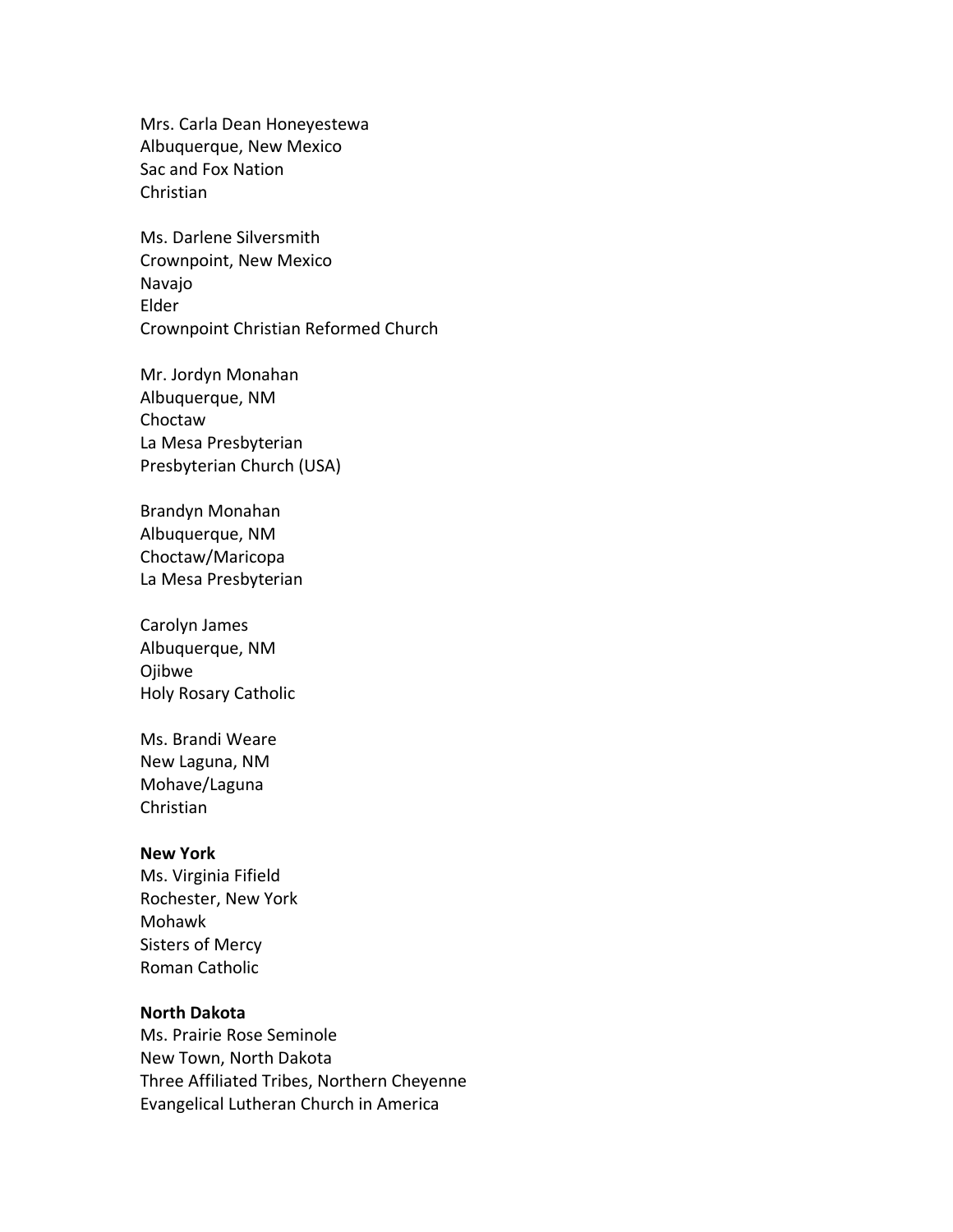Mrs. Carla Dean Honeyestewa
Albuquerque, New Mexico
Sac and Fox Nation
Christian

Ms. Darlene Silversmith
Crownpoint, New Mexico
Navajo
Elder
Crownpoint Christian Reformed Church

Mr. Jordyn Monahan
Albuquerque, NM
Choctaw
La Mesa Presbyterian
Presbyterian Church (USA)

Brandyn Monahan
Albuquerque, NM
Choctaw/Maricopa
La Mesa Presbyterian

Carolyn James
Albuquerque, NM
Ojibwe
Holy Rosary Catholic

Ms. Brandi Weare
New Laguna, NM
Mohave/Laguna
Christian

**New York**
Ms. Virginia Fifield
Rochester, New York
Mohawk
Sisters of Mercy
Roman Catholic

**North Dakota**
Ms. Prairie Rose Seminole
New Town, North Dakota
Three Affiliated Tribes, Northern Cheyenne
Evangelical Lutheran Church in America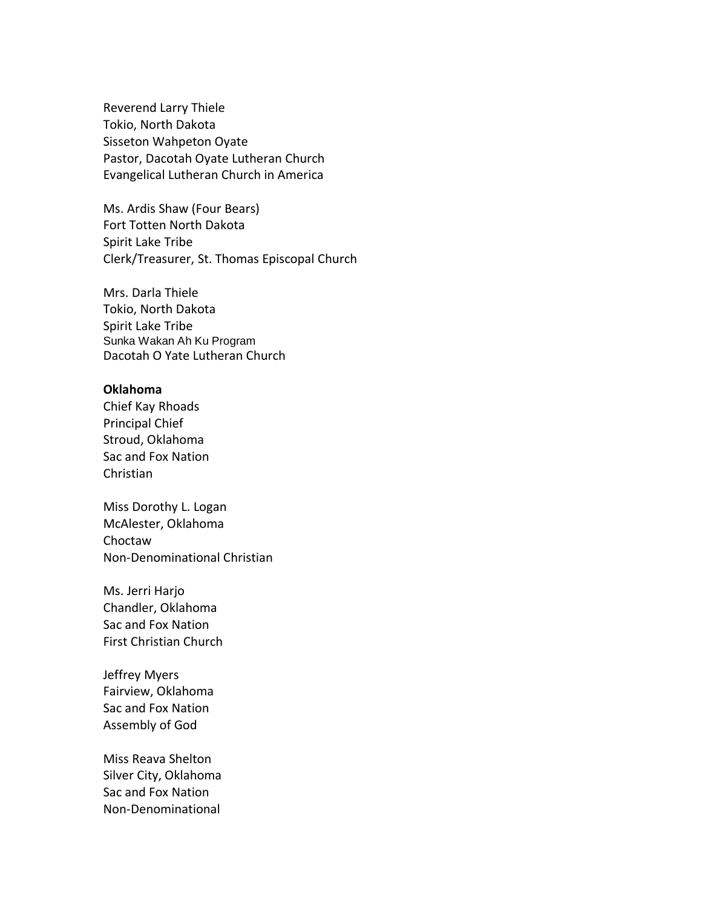Reverend Larry Thiele
Tokio, North Dakota
Sisseton Wahpeton Oyate
Pastor, Dacotah Oyate Lutheran Church
Evangelical Lutheran Church in America

Ms. Ardis Shaw (Four Bears)
Fort Totten North Dakota
Spirit Lake Tribe
Clerk/Treasurer, St. Thomas Episcopal Church

Mrs. Darla Thiele
Tokio, North Dakota
Spirit Lake Tribe
Sunka Wakan Ah Ku Program
Dacotah O Yate Lutheran Church

**Oklahoma**
Chief Kay Rhoads
Principal Chief
Stroud, Oklahoma
Sac and Fox Nation
Christian

Miss Dorothy L. Logan
McAlester, Oklahoma
Choctaw
Non-Denominational Christian

Ms. Jerri Harjo
Chandler, Oklahoma
Sac and Fox Nation
First Christian Church

Jeffrey Myers
Fairview, Oklahoma
Sac and Fox Nation
Assembly of God

Miss Reava Shelton
Silver City, Oklahoma
Sac and Fox Nation
Non-Denominational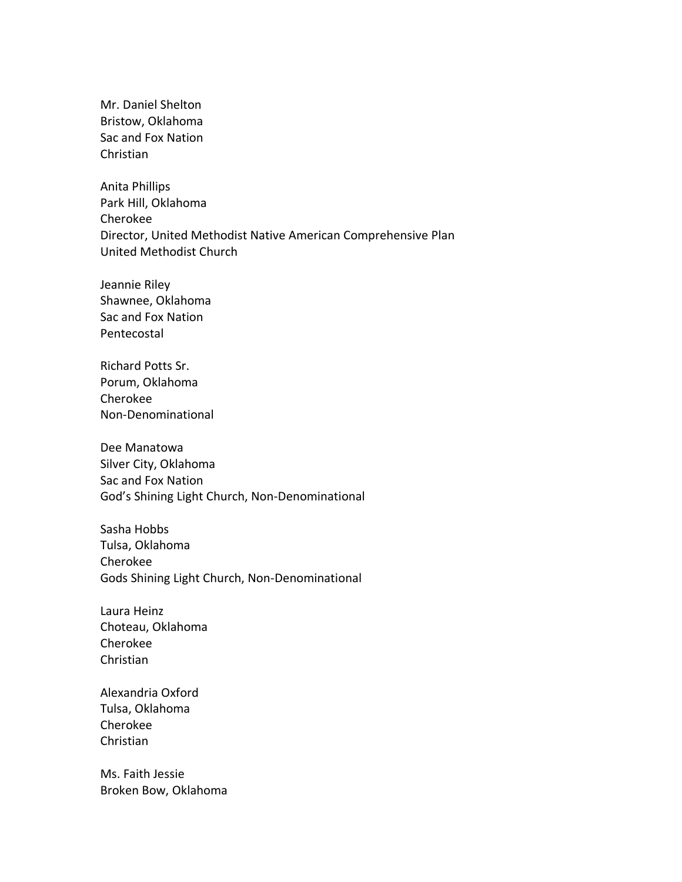Mr. Daniel Shelton
Bristow, Oklahoma
Sac and Fox Nation
Christian

Anita Phillips
Park Hill, Oklahoma
Cherokee
Director, United Methodist Native American Comprehensive Plan
United Methodist Church

Jeannie Riley
Shawnee, Oklahoma
Sac and Fox Nation
Pentecostal

Richard Potts Sr.
Porum, Oklahoma
Cherokee
Non-Denominational

Dee Manatowa
Silver City, Oklahoma
Sac and Fox Nation
God's Shining Light Church, Non-Denominational

Sasha Hobbs
Tulsa, Oklahoma
Cherokee
Gods Shining Light Church, Non-Denominational

Laura Heinz
Choteau, Oklahoma
Cherokee
Christian

Alexandria Oxford
Tulsa, Oklahoma
Cherokee
Christian

Ms. Faith Jessie
Broken Bow, Oklahoma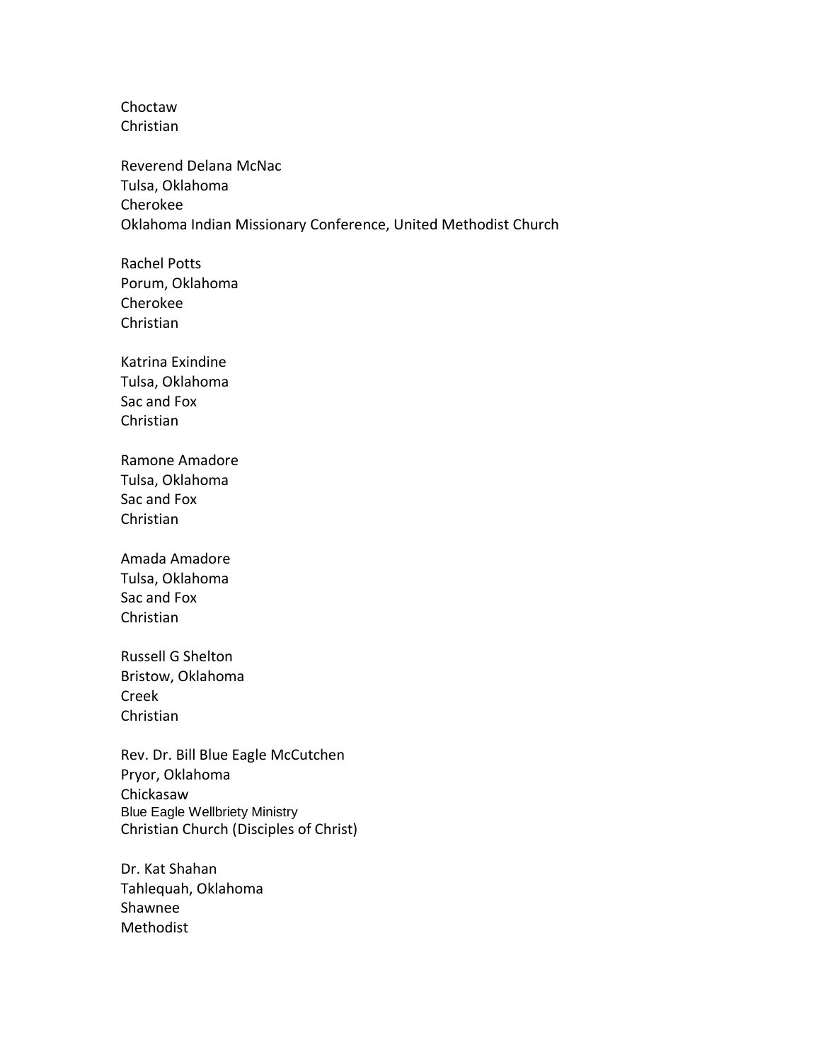Choctaw
Christian

Reverend Delana McNac
Tulsa, Oklahoma
Cherokee
Oklahoma Indian Missionary Conference, United Methodist Church

Rachel Potts
Porum, Oklahoma
Cherokee
Christian

Katrina Exindine
Tulsa, Oklahoma
Sac and Fox
Christian

Ramone Amadore
Tulsa, Oklahoma
Sac and Fox
Christian

Amada Amadore
Tulsa, Oklahoma
Sac and Fox
Christian

Russell G Shelton
Bristow, Oklahoma
Creek
Christian

Rev. Dr. Bill Blue Eagle McCutchen
Pryor, Oklahoma
Chickasaw
Blue Eagle Wellbriety Ministry
Christian Church (Disciples of Christ)

Dr. Kat Shahan
Tahlequah, Oklahoma
Shawnee
Methodist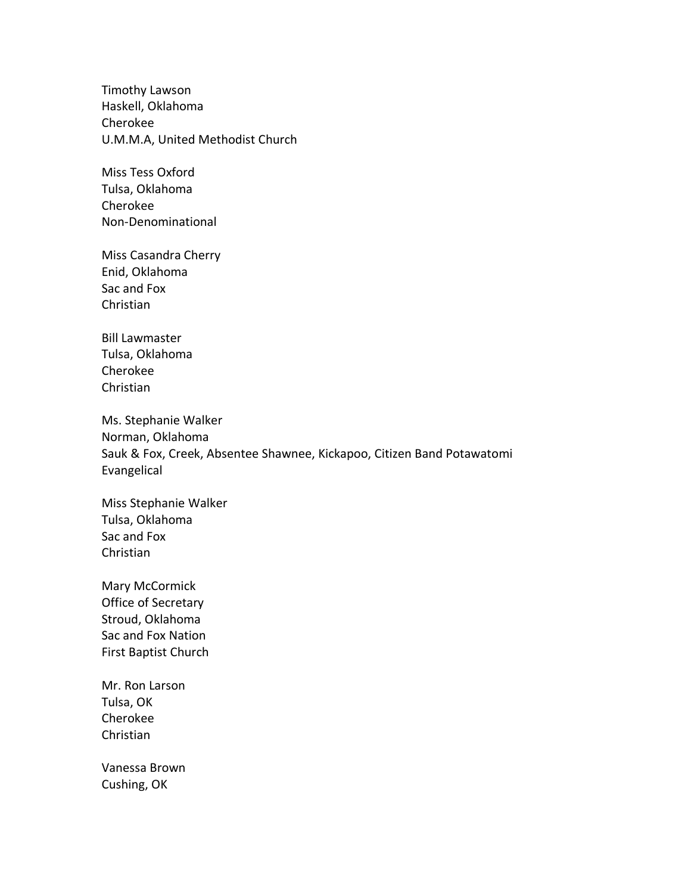Timothy Lawson
Haskell, Oklahoma
Cherokee
U.M.M.A, United Methodist Church

Miss Tess Oxford
Tulsa, Oklahoma
Cherokee
Non-Denominational

Miss Casandra Cherry
Enid, Oklahoma
Sac and Fox
Christian

Bill Lawmaster
Tulsa, Oklahoma
Cherokee
Christian

Ms. Stephanie Walker
Norman, Oklahoma
Sauk & Fox, Creek, Absentee Shawnee, Kickapoo, Citizen Band Potawatomi
Evangelical

Miss Stephanie Walker
Tulsa, Oklahoma
Sac and Fox
Christian

Mary McCormick
Office of Secretary
Stroud, Oklahoma
Sac and Fox Nation
First Baptist Church

Mr. Ron Larson
Tulsa, OK
Cherokee
Christian

Vanessa Brown
Cushing, OK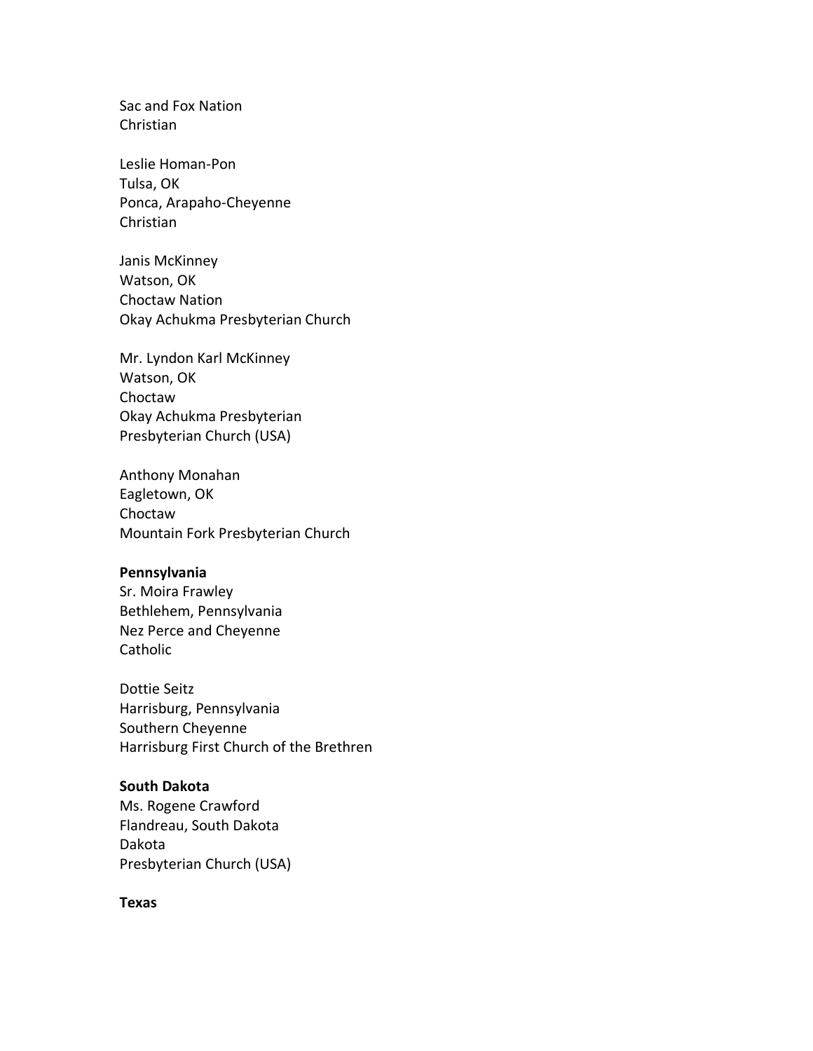Sac and Fox Nation
Christian

Leslie Homan-Pon
Tulsa, OK
Ponca, Arapaho-Cheyenne
Christian

Janis McKinney
Watson, OK
Choctaw Nation
Okay Achukma Presbyterian Church

Mr. Lyndon Karl McKinney
Watson, OK
Choctaw
Okay Achukma Presbyterian
Presbyterian Church (USA)

Anthony Monahan
Eagletown, OK
Choctaw
Mountain Fork Presbyterian Church

**Pennsylvania**
Sr. Moira Frawley
Bethlehem, Pennsylvania
Nez Perce and Cheyenne
Catholic

Dottie Seitz
Harrisburg, Pennsylvania
Southern Cheyenne
Harrisburg First Church of the Brethren

**South Dakota**
Ms. Rogene Crawford
Flandreau, South Dakota
Dakota
Presbyterian Church (USA)

**Texas**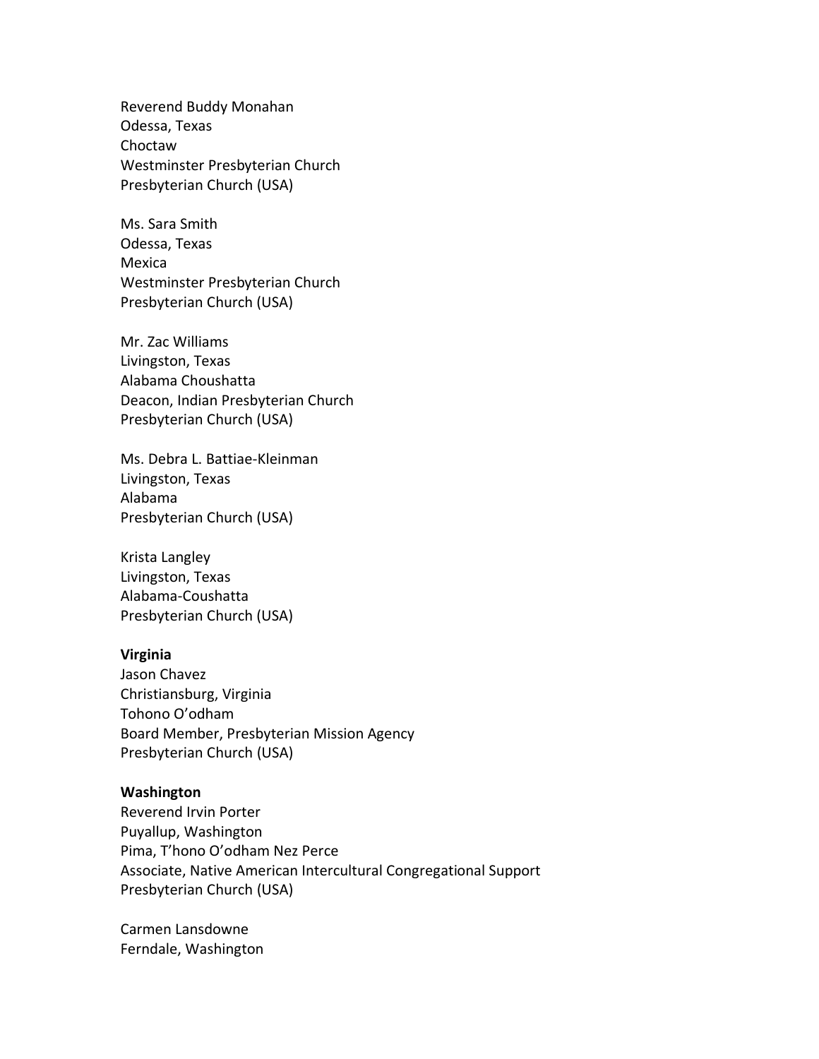Reverend Buddy Monahan
Odessa, Texas
Choctaw
Westminster Presbyterian Church
Presbyterian Church (USA)

Ms. Sara Smith
Odessa, Texas
Mexica
Westminster Presbyterian Church
Presbyterian Church (USA)

Mr. Zac Williams
Livingston, Texas
Alabama Choushatta
Deacon, Indian Presbyterian Church
Presbyterian Church (USA)

Ms. Debra L. Battiae-Kleinman
Livingston, Texas
Alabama
Presbyterian Church (USA)

Krista Langley
Livingston, Texas
Alabama-Coushatta
Presbyterian Church (USA)

**Virginia**
Jason Chavez
Christiansburg, Virginia
Tohono O'odham
Board Member, Presbyterian Mission Agency
Presbyterian Church (USA)

**Washington**
Reverend Irvin Porter
Puyallup, Washington
Pima, T'hono O'odham Nez Perce
Associate, Native American Intercultural Congregational Support
Presbyterian Church (USA)

Carmen Lansdowne
Ferndale, Washington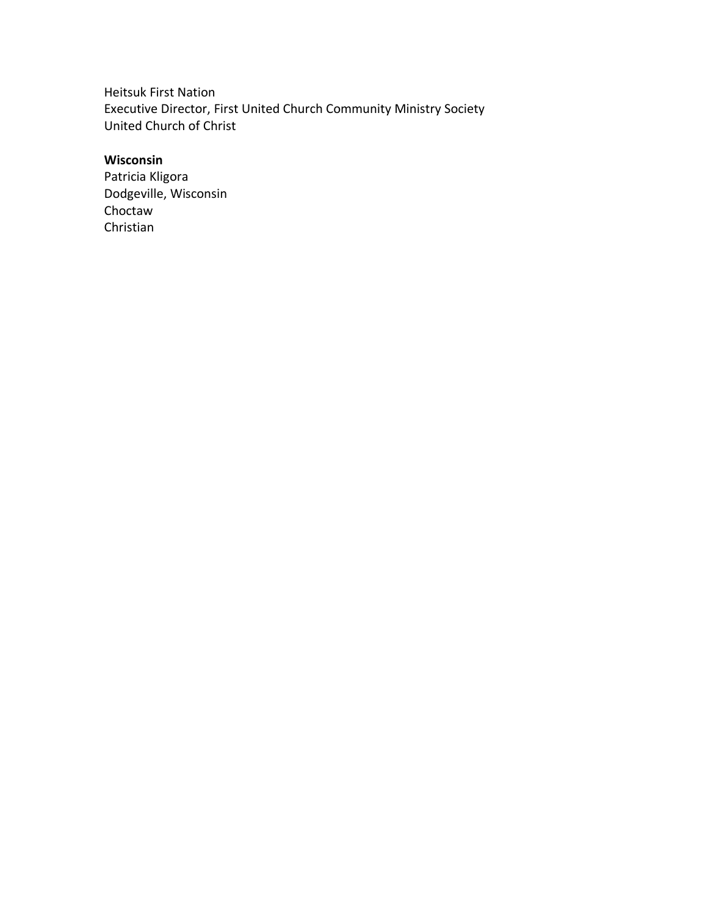Heitsuk First Nation
Executive Director, First United Church Community Ministry Society
United Church of Christ

**Wisconsin**
Patricia Kligora
Dodgeville, Wisconsin
Choctaw
Christian